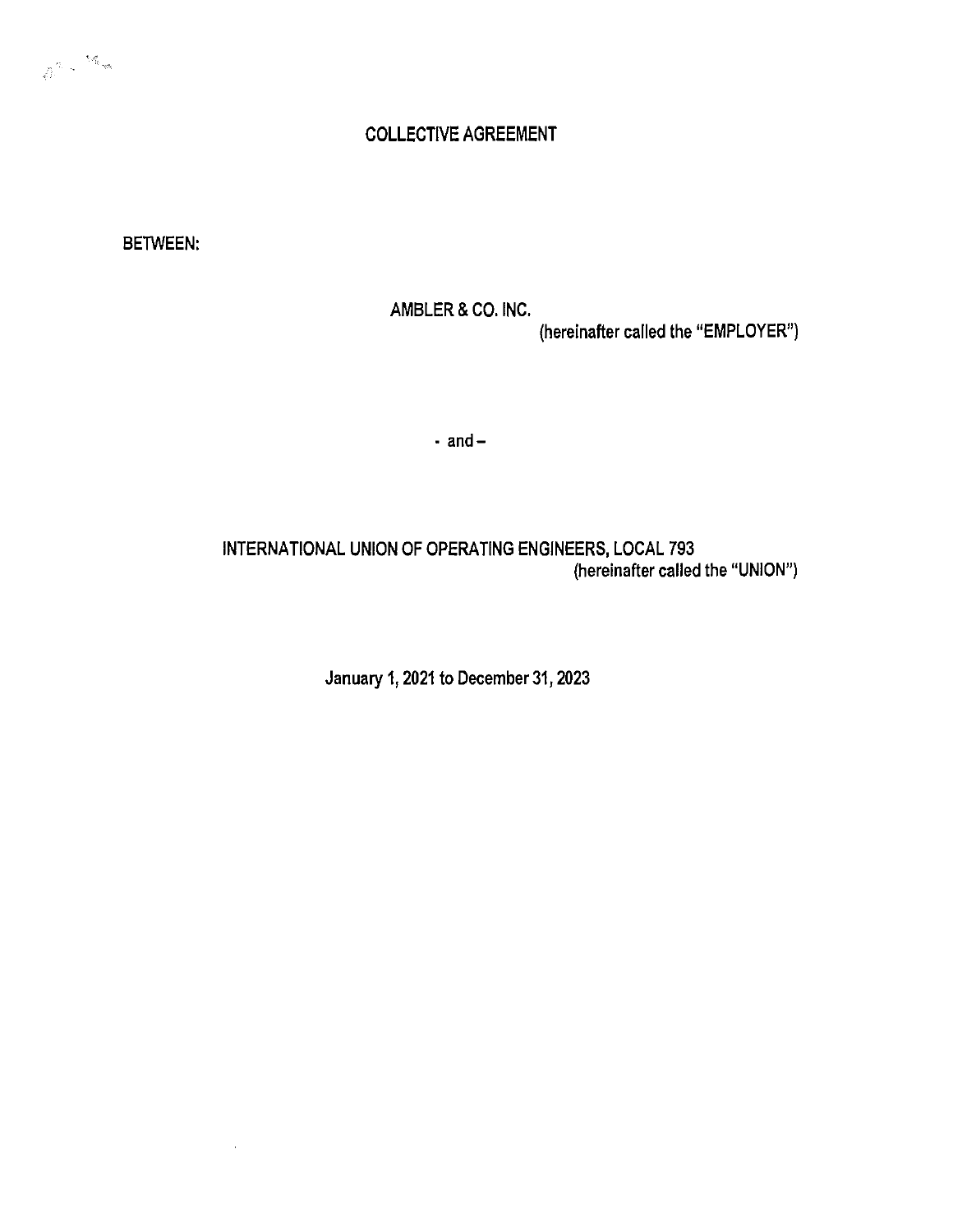# COLLECTIVE AGREEMENT

BETWEEN:

AMBLER & CO. INC.
(hereinafter called the "EMPLOYER")

- and –

INTERNATIONAL UNION OF OPERATING ENGINEERS, LOCAL 793
(hereinafter called the "UNION")

January 1, 2021 to December 31, 2023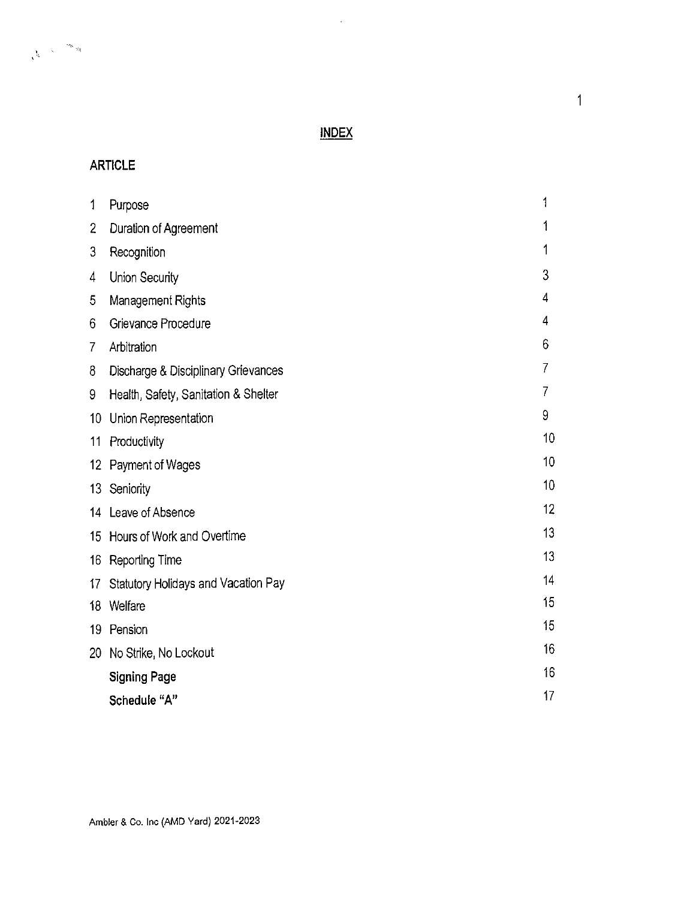# INDEX

**ARTICLE**

| | | |
|---|---|---|
| 1 | Purpose | 1 |
| 2 | Duration of Agreement | 1 |
| 3 | Recognition | 1 |
| 4 | Union Security | 3 |
| 5 | Management Rights | 4 |
| 6 | Grievance Procedure | 4 |
| 7 | Arbitration | 6 |
| 8 | Discharge & Disciplinary Grievances | 7 |
| 9 | Health, Safety, Sanitation & Shelter | 7 |
| 10 | Union Representation | 9 |
| 11 | Productivity | 10 |
| 12 | Payment of Wages | 10 |
| 13 | Seniority | 10 |
| 14 | Leave of Absence | 12 |
| 15 | Hours of Work and Overtime | 13 |
| 16 | Reporting Time | 13 |
| 17 | Statutory Holidays and Vacation Pay | 14 |
| 18 | Welfare | 15 |
| 19 | Pension | 15 |
| 20 | No Strike, No Lockout | 16 |
| | **Signing Page** | 16 |
| | **Schedule "A"** | 17 |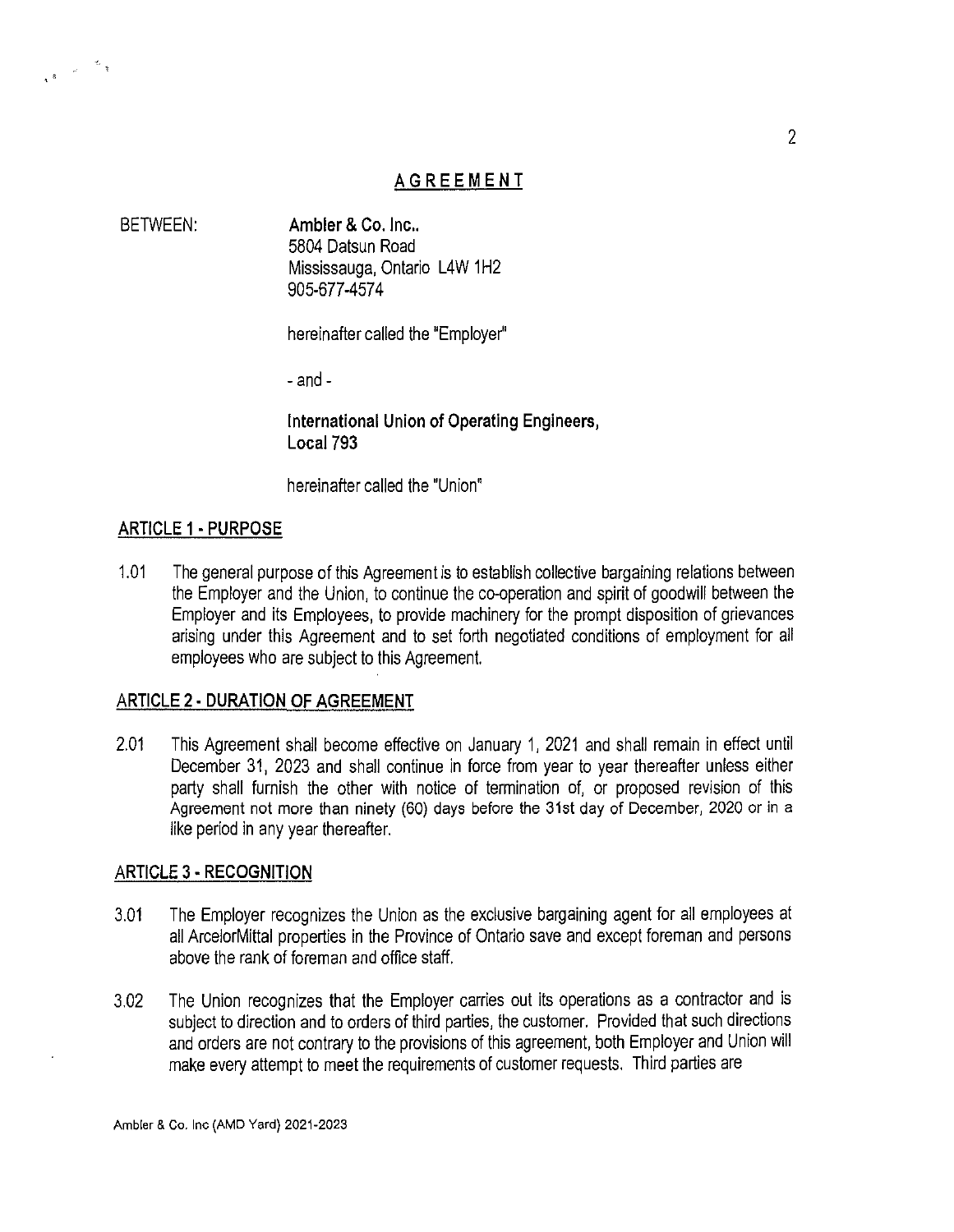# AGREEMENT

BETWEEN: **Ambler & Co. Inc..**
5804 Datsun Road
Mississauga, Ontario L4W 1H2
905-677-4574

hereinafter called the "Employer"

- and -

**International Union of Operating Engineers, Local 793**

hereinafter called the "Union"

## ARTICLE 1 - PURPOSE

1.01 The general purpose of this Agreement is to establish collective bargaining relations between the Employer and the Union, to continue the co-operation and spirit of goodwill between the Employer and its Employees, to provide machinery for the prompt disposition of grievances arising under this Agreement and to set forth negotiated conditions of employment for all employees who are subject to this Agreement.

## ARTICLE 2 - DURATION OF AGREEMENT

2.01 This Agreement shall become effective on January 1, 2021 and shall remain in effect until December 31, 2023 and shall continue in force from year to year thereafter unless either party shall furnish the other with notice of termination of, or proposed revision of this Agreement not more than ninety (60) days before the 31st day of December, 2020 or in a like period in any year thereafter.

## ARTICLE 3 - RECOGNITION

3.01 The Employer recognizes the Union as the exclusive bargaining agent for all employees at all ArcelorMittal properties in the Province of Ontario save and except foreman and persons above the rank of foreman and office staff.

3.02 The Union recognizes that the Employer carries out its operations as a contractor and is subject to direction and to orders of third parties, the customer. Provided that such directions and orders are not contrary to the provisions of this agreement, both Employer and Union will make every attempt to meet the requirements of customer requests. Third parties are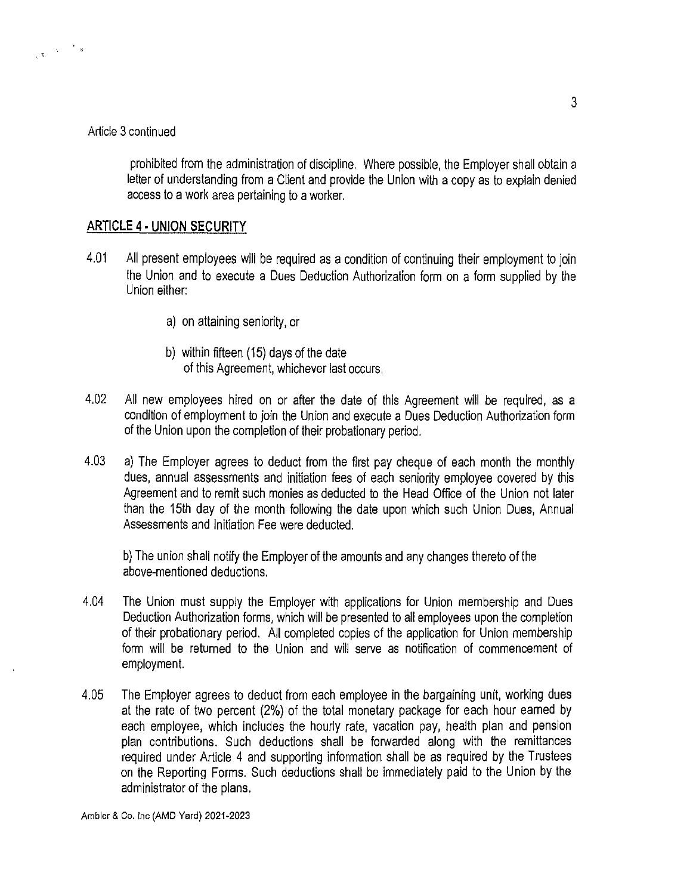Article 3 continued

prohibited from the administration of discipline. Where possible, the Employer shall obtain a letter of understanding from a Client and provide the Union with a copy as to explain denied access to a work area pertaining to a worker.

## ARTICLE 4 - UNION SECURITY

4.01 All present employees will be required as a condition of continuing their employment to join the Union and to execute a Dues Deduction Authorization form on a form supplied by the Union either:

a) on attaining seniority, or

b) within fifteen (15) days of the date of this Agreement, whichever last occurs.

4.02 All new employees hired on or after the date of this Agreement will be required, as a condition of employment to join the Union and execute a Dues Deduction Authorization form of the Union upon the completion of their probationary period.

4.03 a) The Employer agrees to deduct from the first pay cheque of each month the monthly dues, annual assessments and initiation fees of each seniority employee covered by this Agreement and to remit such monies as deducted to the Head Office of the Union not later than the 15th day of the month following the date upon which such Union Dues, Annual Assessments and Initiation Fee were deducted.

b) The union shall notify the Employer of the amounts and any changes thereto of the above-mentioned deductions.

4.04 The Union must supply the Employer with applications for Union membership and Dues Deduction Authorization forms, which will be presented to all employees upon the completion of their probationary period. All completed copies of the application for Union membership form will be returned to the Union and will serve as notification of commencement of employment.

4.05 The Employer agrees to deduct from each employee in the bargaining unit, working dues at the rate of two percent (2%) of the total monetary package for each hour earned by each employee, which includes the hourly rate, vacation pay, health plan and pension plan contributions. Such deductions shall be forwarded along with the remittances required under Article 4 and supporting information shall be as required by the Trustees on the Reporting Forms. Such deductions shall be immediately paid to the Union by the administrator of the plans.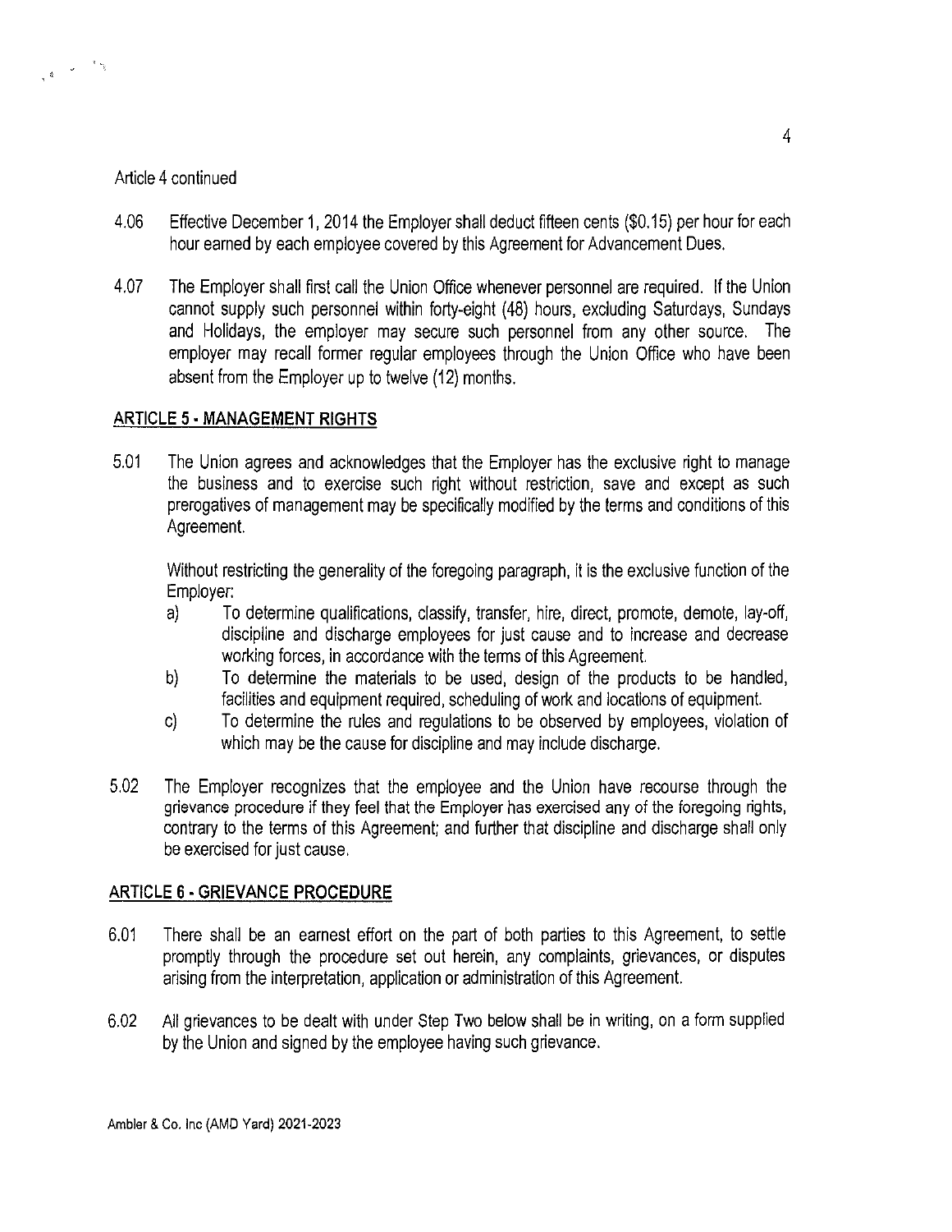Article 4 continued

4.06 Effective December 1, 2014 the Employer shall deduct fifteen cents ($0.15) per hour for each hour earned by each employee covered by this Agreement for Advancement Dues.

4.07 The Employer shall first call the Union Office whenever personnel are required. If the Union cannot supply such personnel within forty-eight (48) hours, excluding Saturdays, Sundays and Holidays, the employer may secure such personnel from any other source. The employer may recall former regular employees through the Union Office who have been absent from the Employer up to twelve (12) months.

## ARTICLE 5 - MANAGEMENT RIGHTS

5.01 The Union agrees and acknowledges that the Employer has the exclusive right to manage the business and to exercise such right without restriction, save and except as such prerogatives of management may be specifically modified by the terms and conditions of this Agreement.

Without restricting the generality of the foregoing paragraph, it is the exclusive function of the Employer:

a) To determine qualifications, classify, transfer, hire, direct, promote, demote, lay-off, discipline and discharge employees for just cause and to increase and decrease working forces, in accordance with the terms of this Agreement.

b) To determine the materials to be used, design of the products to be handled, facilities and equipment required, scheduling of work and locations of equipment.

c) To determine the rules and regulations to be observed by employees, violation of which may be the cause for discipline and may include discharge.

5.02 The Employer recognizes that the employee and the Union have recourse through the grievance procedure if they feel that the Employer has exercised any of the foregoing rights, contrary to the terms of this Agreement; and further that discipline and discharge shall only be exercised for just cause.

## ARTICLE 6 - GRIEVANCE PROCEDURE

6.01 There shall be an earnest effort on the part of both parties to this Agreement, to settle promptly through the procedure set out herein, any complaints, grievances, or disputes arising from the interpretation, application or administration of this Agreement.

6.02 All grievances to be dealt with under Step Two below shall be in writing, on a form supplied by the Union and signed by the employee having such grievance.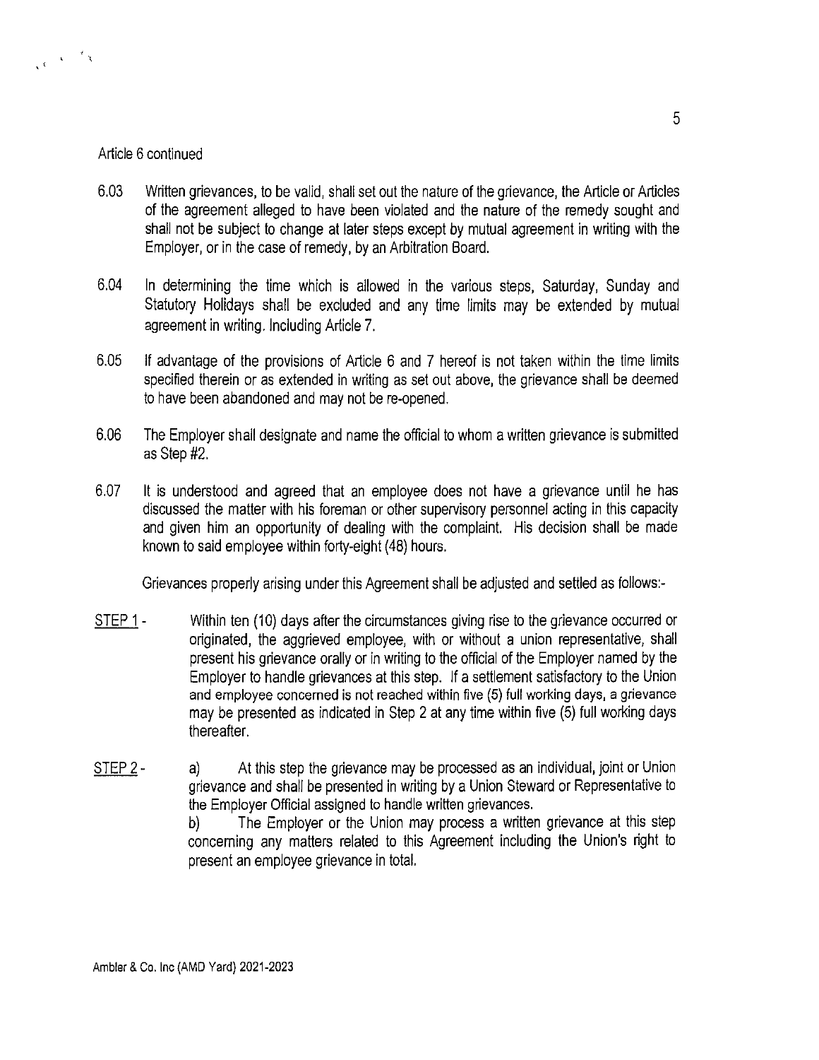Article 6 continued

6.03 Written grievances, to be valid, shall set out the nature of the grievance, the Article or Articles of the agreement alleged to have been violated and the nature of the remedy sought and shall not be subject to change at later steps except by mutual agreement in writing with the Employer, or in the case of remedy, by an Arbitration Board.

6.04 In determining the time which is allowed in the various steps, Saturday, Sunday and Statutory Holidays shall be excluded and any time limits may be extended by mutual agreement in writing. Including Article 7.

6.05 If advantage of the provisions of Article 6 and 7 hereof is not taken within the time limits specified therein or as extended in writing as set out above, the grievance shall be deemed to have been abandoned and may not be re-opened.

6.06 The Employer shall designate and name the official to whom a written grievance is submitted as Step #2.

6.07 It is understood and agreed that an employee does not have a grievance until he has discussed the matter with his foreman or other supervisory personnel acting in this capacity and given him an opportunity of dealing with the complaint. His decision shall be made known to said employee within forty-eight (48) hours.

Grievances properly arising under this Agreement shall be adjusted and settled as follows:-

STEP 1 - Within ten (10) days after the circumstances giving rise to the grievance occurred or originated, the aggrieved employee, with or without a union representative, shall present his grievance orally or in writing to the official of the Employer named by the Employer to handle grievances at this step. If a settlement satisfactory to the Union and employee concerned is not reached within five (5) full working days, a grievance may be presented as indicated in Step 2 at any time within five (5) full working days thereafter.

STEP 2 - a) At this step the grievance may be processed as an individual, joint or Union grievance and shall be presented in writing by a Union Steward or Representative to the Employer Official assigned to handle written grievances.

b) The Employer or the Union may process a written grievance at this step concerning any matters related to this Agreement including the Union's right to present an employee grievance in total.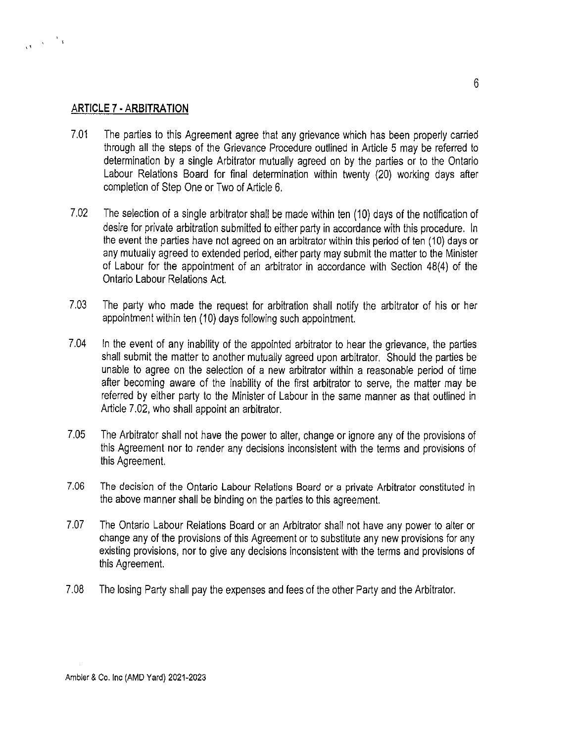## ARTICLE 7 - ARBITRATION

7.01 The parties to this Agreement agree that any grievance which has been properly carried through all the steps of the Grievance Procedure outlined in Article 5 may be referred to determination by a single Arbitrator mutually agreed on by the parties or to the Ontario Labour Relations Board for final determination within twenty (20) working days after completion of Step One or Two of Article 6.

7.02 The selection of a single arbitrator shall be made within ten (10) days of the notification of desire for private arbitration submitted to either party in accordance with this procedure. In the event the parties have not agreed on an arbitrator within this period of ten (10) days or any mutually agreed to extended period, either party may submit the matter to the Minister of Labour for the appointment of an arbitrator in accordance with Section 48(4) of the Ontario Labour Relations Act.

7.03 The party who made the request for arbitration shall notify the arbitrator of his or her appointment within ten (10) days following such appointment.

7.04 In the event of any inability of the appointed arbitrator to hear the grievance, the parties shall submit the matter to another mutually agreed upon arbitrator. Should the parties be unable to agree on the selection of a new arbitrator within a reasonable period of time after becoming aware of the inability of the first arbitrator to serve, the matter may be referred by either party to the Minister of Labour in the same manner as that outlined in Article 7.02, who shall appoint an arbitrator.

7.05 The Arbitrator shall not have the power to alter, change or ignore any of the provisions of this Agreement nor to render any decisions inconsistent with the terms and provisions of this Agreement.

7.06 The decision of the Ontario Labour Relations Board or a private Arbitrator constituted in the above manner shall be binding on the parties to this agreement.

7.07 The Ontario Labour Relations Board or an Arbitrator shall not have any power to alter or change any of the provisions of this Agreement or to substitute any new provisions for any existing provisions, nor to give any decisions inconsistent with the terms and provisions of this Agreement.

7.08 The losing Party shall pay the expenses and fees of the other Party and the Arbitrator.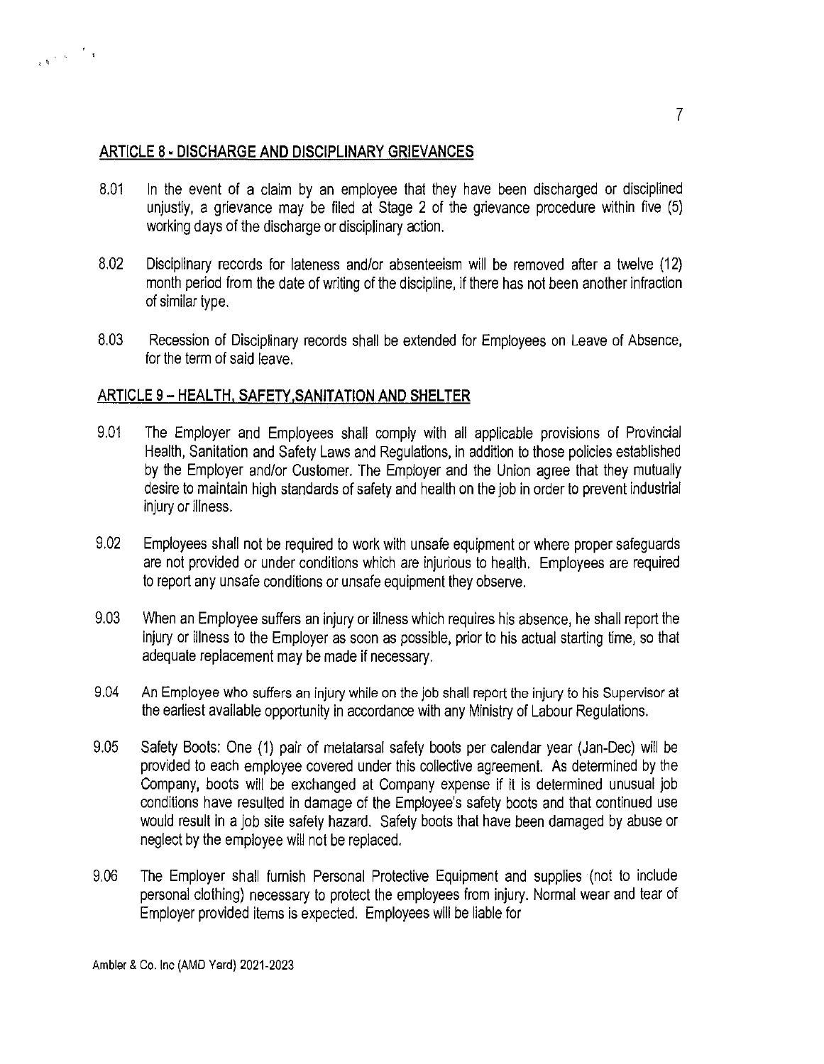## ARTICLE 8 - DISCHARGE AND DISCIPLINARY GRIEVANCES

8.01 In the event of a claim by an employee that they have been discharged or disciplined unjustly, a grievance may be filed at Stage 2 of the grievance procedure within five (5) working days of the discharge or disciplinary action.

8.02 Disciplinary records for lateness and/or absenteeism will be removed after a twelve (12) month period from the date of writing of the discipline, if there has not been another infraction of similar type.

8.03 Recession of Disciplinary records shall be extended for Employees on Leave of Absence, for the term of said leave.

## ARTICLE 9 – HEALTH, SAFETY,SANITATION AND SHELTER

9.01 The Employer and Employees shall comply with all applicable provisions of Provincial Health, Sanitation and Safety Laws and Regulations, in addition to those policies established by the Employer and/or Customer. The Employer and the Union agree that they mutually desire to maintain high standards of safety and health on the job in order to prevent industrial injury or illness.

9.02 Employees shall not be required to work with unsafe equipment or where proper safeguards are not provided or under conditions which are injurious to health. Employees are required to report any unsafe conditions or unsafe equipment they observe.

9.03 When an Employee suffers an injury or illness which requires his absence, he shall report the injury or illness to the Employer as soon as possible, prior to his actual starting time, so that adequate replacement may be made if necessary.

9.04 An Employee who suffers an injury while on the job shall report the injury to his Supervisor at the earliest available opportunity in accordance with any Ministry of Labour Regulations.

9.05 Safety Boots: One (1) pair of metatarsal safety boots per calendar year (Jan-Dec) will be provided to each employee covered under this collective agreement. As determined by the Company, boots will be exchanged at Company expense if it is determined unusual job conditions have resulted in damage of the Employee's safety boots and that continued use would result in a job site safety hazard. Safety boots that have been damaged by abuse or neglect by the employee will not be replaced.

9.06 The Employer shall furnish Personal Protective Equipment and supplies (not to include personal clothing) necessary to protect the employees from injury. Normal wear and tear of Employer provided items is expected. Employees will be liable for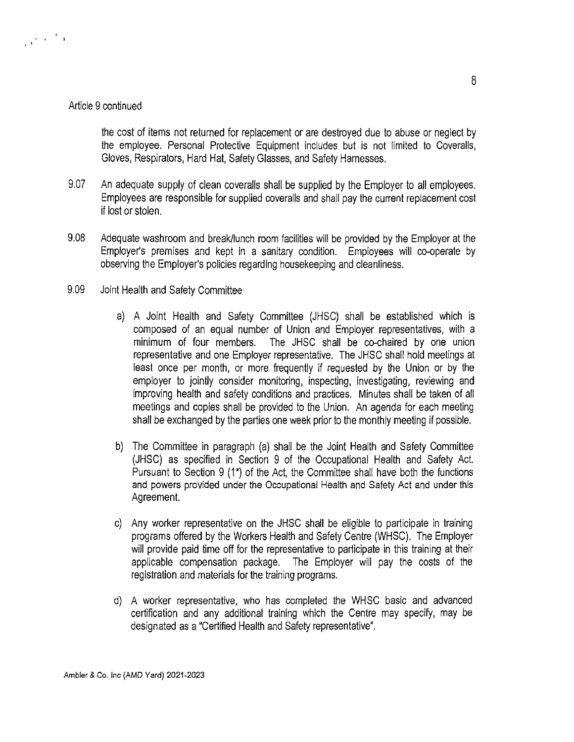Article 9 continued

the cost of items not returned for replacement or are destroyed due to abuse or neglect by the employee. Personal Protective Equipment includes but is not limited to Coveralls, Gloves, Respirators, Hard Hat, Safety Glasses, and Safety Harnesses.

9.07 An adequate supply of clean coveralls shall be supplied by the Employer to all employees. Employees are responsible for supplied coveralls and shall pay the current replacement cost if lost or stolen.

9.08 Adequate washroom and break/lunch room facilities will be provided by the Employer at the Employer's premises and kept in a sanitary condition. Employees will co-operate by observing the Employer's policies regarding housekeeping and cleanliness.

9.09 Joint Health and Safety Committee

a) A Joint Health and Safety Committee (JHSC) shall be established which is composed of an equal number of Union and Employer representatives, with a minimum of four members. The JHSC shall be co-chaired by one union representative and one Employer representative. The JHSC shall hold meetings at least once per month, or more frequently if requested by the Union or by the employer to jointly consider monitoring, inspecting, investigating, reviewing and improving health and safety conditions and practices. Minutes shall be taken of all meetings and copies shall be provided to the Union. An agenda for each meeting shall be exchanged by the parties one week prior to the monthly meeting if possible.

b) The Committee in paragraph (a) shall be the Joint Health and Safety Committee (JHSC) as specified in Section 9 of the Occupational Health and Safety Act. Pursuant to Section 9 (1*) of the Act, the Committee shall have both the functions and powers provided under the Occupational Health and Safety Act and under this Agreement.

c) Any worker representative on the JHSC shall be eligible to participate in training programs offered by the Workers Health and Safety Centre (WHSC). The Employer will provide paid time off for the representative to participate in this training at their applicable compensation package. The Employer will pay the costs of the registration and materials for the training programs.

d) A worker representative, who has completed the WHSC basic and advanced certification and any additional training which the Centre may specify, may be designated as a "Certified Health and Safety representative".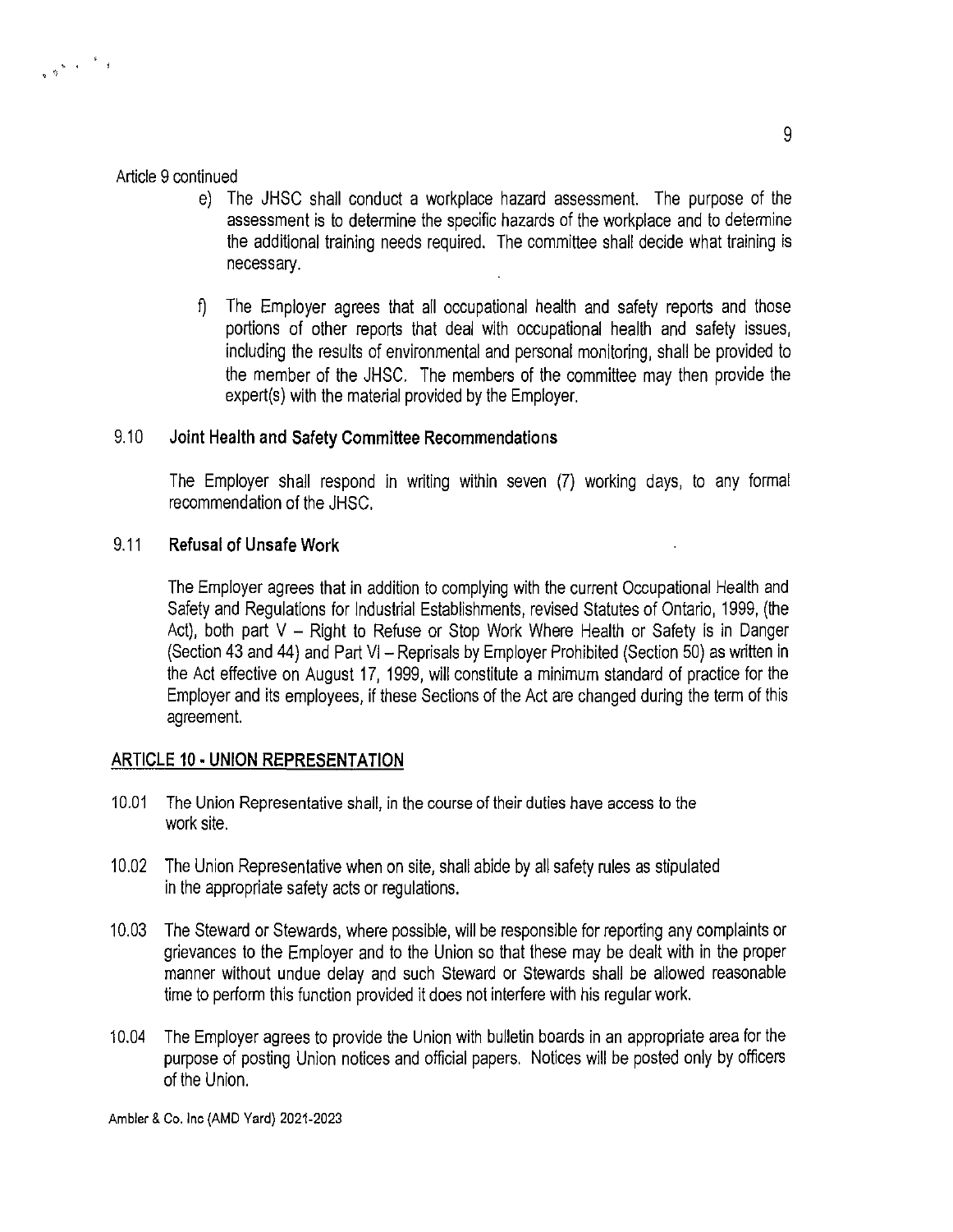Article 9 continued

e) The JHSC shall conduct a workplace hazard assessment. The purpose of the assessment is to determine the specific hazards of the workplace and to determine the additional training needs required. The committee shall decide what training is necessary.

f) The Employer agrees that all occupational health and safety reports and those portions of other reports that deal with occupational health and safety issues, including the results of environmental and personal monitoring, shall be provided to the member of the JHSC. The members of the committee may then provide the expert(s) with the material provided by the Employer.

### 9.10 Joint Health and Safety Committee Recommendations

The Employer shall respond in writing within seven (7) working days, to any formal recommendation of the JHSC.

### 9.11 Refusal of Unsafe Work

The Employer agrees that in addition to complying with the current Occupational Health and Safety and Regulations for Industrial Establishments, revised Statutes of Ontario, 1999, (the Act), both part V – Right to Refuse or Stop Work Where Health or Safety is in Danger (Section 43 and 44) and Part VI – Reprisals by Employer Prohibited (Section 50) as written in the Act effective on August 17, 1999, will constitute a minimum standard of practice for the Employer and its employees, if these Sections of the Act are changed during the term of this agreement.

## ARTICLE 10 - UNION REPRESENTATION

10.01 The Union Representative shall, in the course of their duties have access to the work site.

10.02 The Union Representative when on site, shall abide by all safety rules as stipulated in the appropriate safety acts or regulations.

10.03 The Steward or Stewards, where possible, will be responsible for reporting any complaints or grievances to the Employer and to the Union so that these may be dealt with in the proper manner without undue delay and such Steward or Stewards shall be allowed reasonable time to perform this function provided it does not interfere with his regular work.

10.04 The Employer agrees to provide the Union with bulletin boards in an appropriate area for the purpose of posting Union notices and official papers. Notices will be posted only by officers of the Union.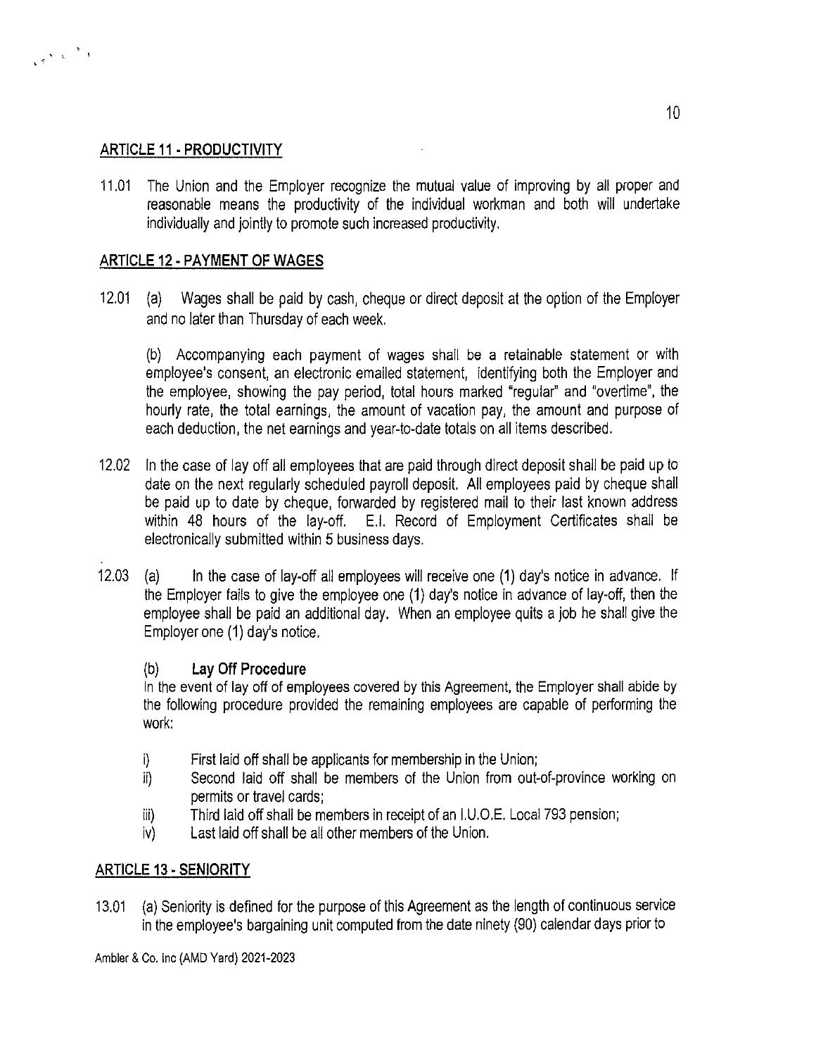## ARTICLE 11 - PRODUCTIVITY

11.01 The Union and the Employer recognize the mutual value of improving by all proper and reasonable means the productivity of the individual workman and both will undertake individually and jointly to promote such increased productivity.

## ARTICLE 12 - PAYMENT OF WAGES

12.01 (a) Wages shall be paid by cash, cheque or direct deposit at the option of the Employer and no later than Thursday of each week.

(b) Accompanying each payment of wages shall be a retainable statement or with employee's consent, an electronic emailed statement, identifying both the Employer and the employee, showing the pay period, total hours marked "regular" and "overtime", the hourly rate, the total earnings, the amount of vacation pay, the amount and purpose of each deduction, the net earnings and year-to-date totals on all items described.

12.02 In the case of lay off all employees that are paid through direct deposit shall be paid up to date on the next regularly scheduled payroll deposit. All employees paid by cheque shall be paid up to date by cheque, forwarded by registered mail to their last known address within 48 hours of the lay-off. E.I. Record of Employment Certificates shall be electronically submitted within 5 business days.

12.03 (a) In the case of lay-off all employees will receive one (1) day's notice in advance. If the Employer fails to give the employee one (1) day's notice in advance of lay-off, then the employee shall be paid an additional day. When an employee quits a job he shall give the Employer one (1) day's notice.

(b) **Lay Off Procedure**
In the event of lay off of employees covered by this Agreement, the Employer shall abide by the following procedure provided the remaining employees are capable of performing the work:

- i) First laid off shall be applicants for membership in the Union;
- ii) Second laid off shall be members of the Union from out-of-province working on permits or travel cards;
- iii) Third laid off shall be members in receipt of an I.U.O.E. Local 793 pension;
- iv) Last laid off shall be all other members of the Union.

## ARTICLE 13 - SENIORITY

13.01 (a) Seniority is defined for the purpose of this Agreement as the length of continuous service in the employee's bargaining unit computed from the date ninety (90) calendar days prior to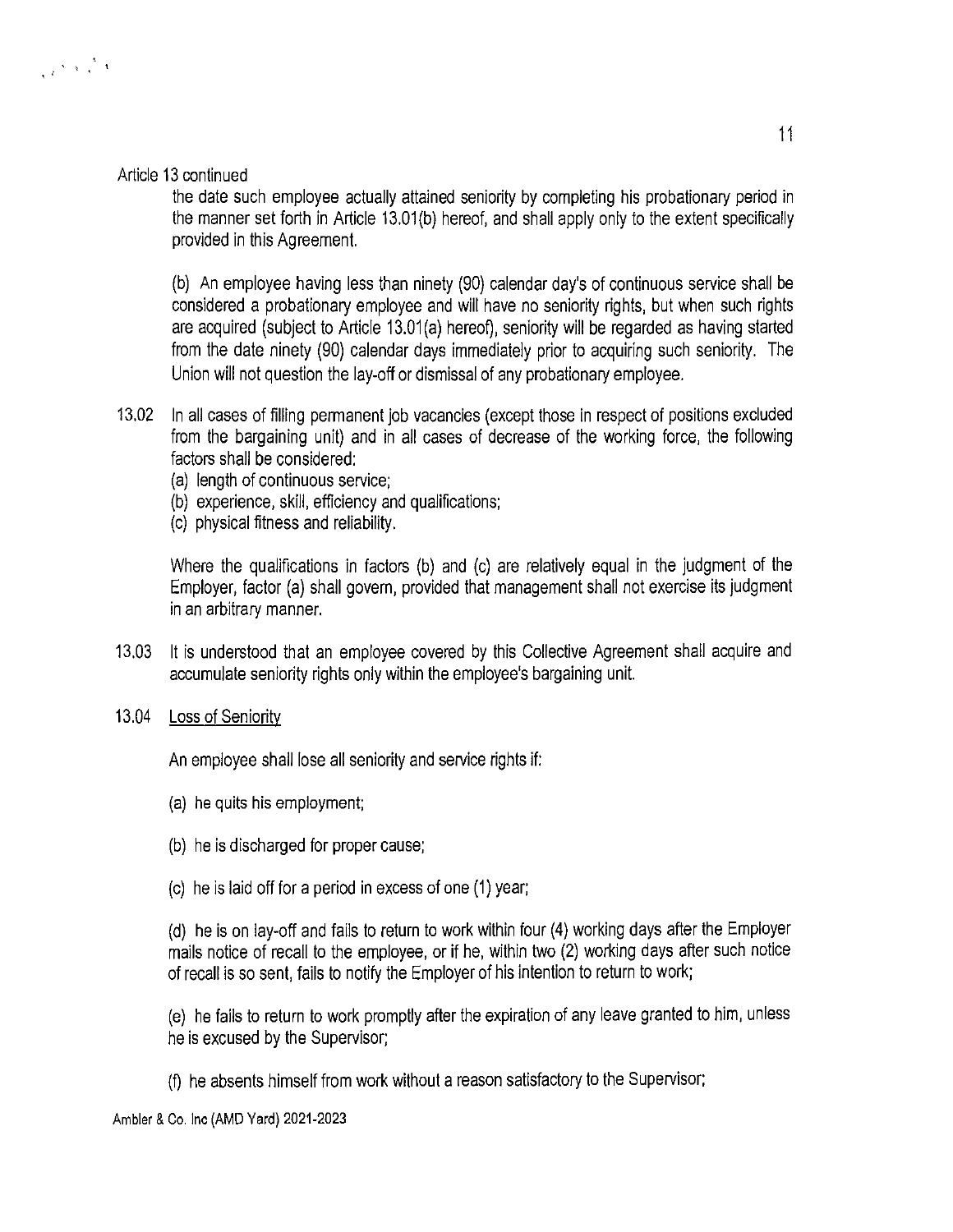Article 13 continued

the date such employee actually attained seniority by completing his probationary period in the manner set forth in Article 13.01(b) hereof, and shall apply only to the extent specifically provided in this Agreement.

(b) An employee having less than ninety (90) calendar day's of continuous service shall be considered a probationary employee and will have no seniority rights, but when such rights are acquired (subject to Article 13.01(a) hereof), seniority will be regarded as having started from the date ninety (90) calendar days immediately prior to acquiring such seniority. The Union will not question the lay-off or dismissal of any probationary employee.

13.02 In all cases of filling permanent job vacancies (except those in respect of positions excluded from the bargaining unit) and in all cases of decrease of the working force, the following factors shall be considered:

(a) length of continuous service;
(b) experience, skill, efficiency and qualifications;
(c) physical fitness and reliability.

Where the qualifications in factors (b) and (c) are relatively equal in the judgment of the Employer, factor (a) shall govern, provided that management shall not exercise its judgment in an arbitrary manner.

13.03 It is understood that an employee covered by this Collective Agreement shall acquire and accumulate seniority rights only within the employee's bargaining unit.

13.04 Loss of Seniority

An employee shall lose all seniority and service rights if:

(a) he quits his employment;

(b) he is discharged for proper cause;

(c) he is laid off for a period in excess of one (1) year;

(d) he is on lay-off and fails to return to work within four (4) working days after the Employer mails notice of recall to the employee, or if he, within two (2) working days after such notice of recall is so sent, fails to notify the Employer of his intention to return to work;

(e) he fails to return to work promptly after the expiration of any leave granted to him, unless he is excused by the Supervisor;

(f) he absents himself from work without a reason satisfactory to the Supervisor;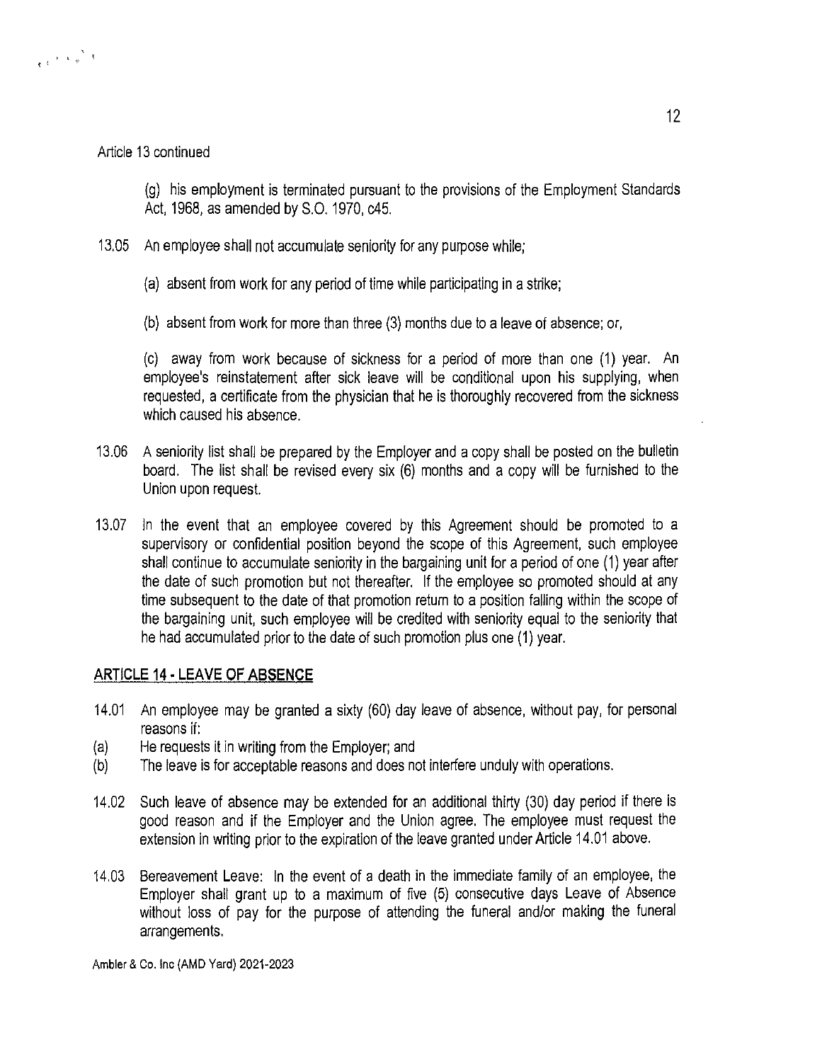Article 13 continued

(g) his employment is terminated pursuant to the provisions of the Employment Standards Act, 1968, as amended by S.O. 1970, c45.

13.05 An employee shall not accumulate seniority for any purpose while;

(a) absent from work for any period of time while participating in a strike;

(b) absent from work for more than three (3) months due to a leave of absence; or,

(c) away from work because of sickness for a period of more than one (1) year. An employee's reinstatement after sick leave will be conditional upon his supplying, when requested, a certificate from the physician that he is thoroughly recovered from the sickness which caused his absence.

13.06 A seniority list shall be prepared by the Employer and a copy shall be posted on the bulletin board. The list shall be revised every six (6) months and a copy will be furnished to the Union upon request.

13.07 In the event that an employee covered by this Agreement should be promoted to a supervisory or confidential position beyond the scope of this Agreement, such employee shall continue to accumulate seniority in the bargaining unit for a period of one (1) year after the date of such promotion but not thereafter. If the employee so promoted should at any time subsequent to the date of that promotion return to a position falling within the scope of the bargaining unit, such employee will be credited with seniority equal to the seniority that he had accumulated prior to the date of such promotion plus one (1) year.

## ARTICLE 14 - LEAVE OF ABSENCE

14.01 An employee may be granted a sixty (60) day leave of absence, without pay, for personal reasons if:

(a) He requests it in writing from the Employer; and

(b) The leave is for acceptable reasons and does not interfere unduly with operations.

14.02 Such leave of absence may be extended for an additional thirty (30) day period if there is good reason and if the Employer and the Union agree. The employee must request the extension in writing prior to the expiration of the leave granted under Article 14.01 above.

14.03 Bereavement Leave: In the event of a death in the immediate family of an employee, the Employer shall grant up to a maximum of five (5) consecutive days Leave of Absence without loss of pay for the purpose of attending the funeral and/or making the funeral arrangements.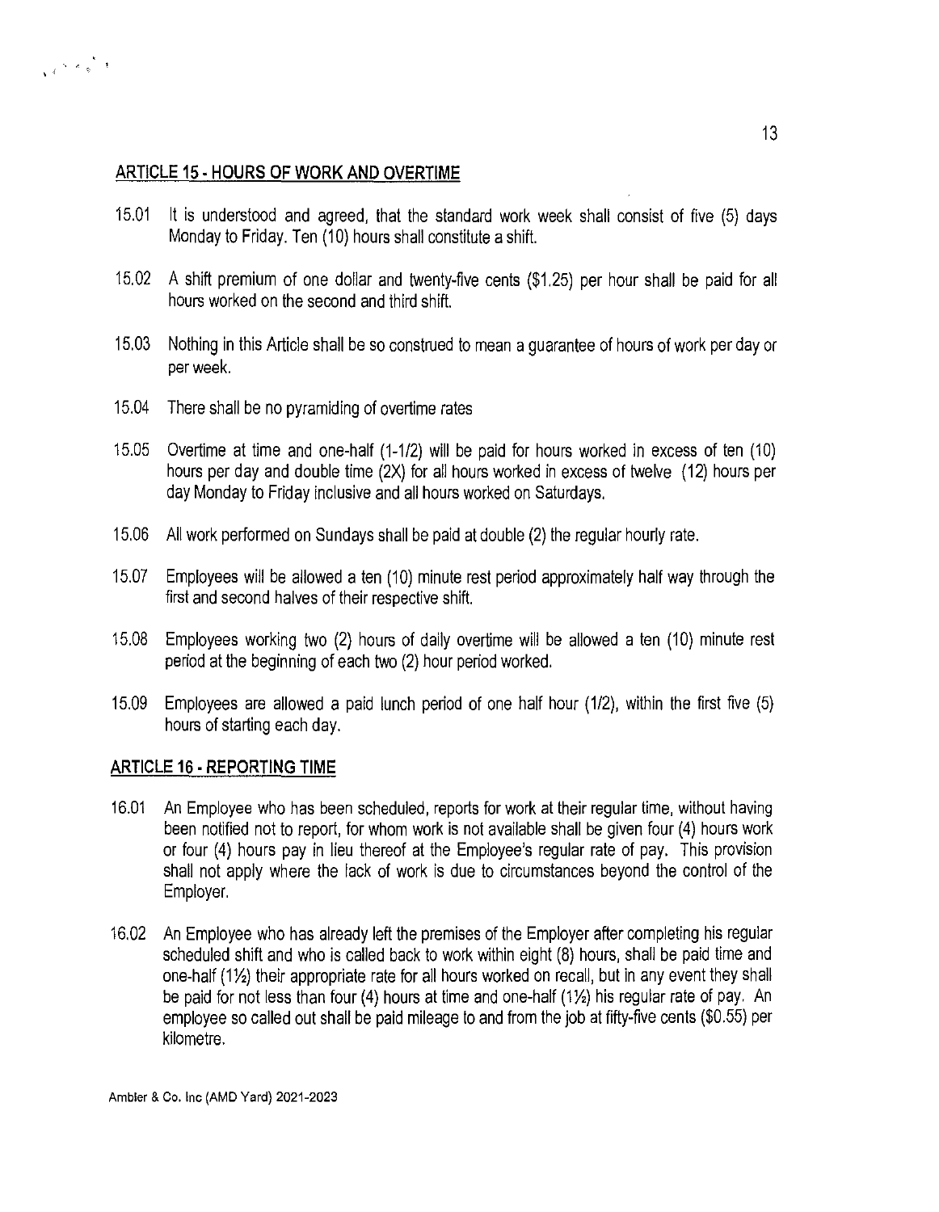## ARTICLE 15 - HOURS OF WORK AND OVERTIME

15.01 It is understood and agreed, that the standard work week shall consist of five (5) days Monday to Friday. Ten (10) hours shall constitute a shift.

15.02 A shift premium of one dollar and twenty-five cents ($1.25) per hour shall be paid for all hours worked on the second and third shift.

15.03 Nothing in this Article shall be so construed to mean a guarantee of hours of work per day or per week.

15.04 There shall be no pyramiding of overtime rates

15.05 Overtime at time and one-half (1-1/2) will be paid for hours worked in excess of ten (10) hours per day and double time (2X) for all hours worked in excess of twelve (12) hours per day Monday to Friday inclusive and all hours worked on Saturdays.

15.06 All work performed on Sundays shall be paid at double (2) the regular hourly rate.

15.07 Employees will be allowed a ten (10) minute rest period approximately half way through the first and second halves of their respective shift.

15.08 Employees working two (2) hours of daily overtime will be allowed a ten (10) minute rest period at the beginning of each two (2) hour period worked.

15.09 Employees are allowed a paid lunch period of one half hour (1/2), within the first five (5) hours of starting each day.

## ARTICLE 16 - REPORTING TIME

16.01 An Employee who has been scheduled, reports for work at their regular time, without having been notified not to report, for whom work is not available shall be given four (4) hours work or four (4) hours pay in lieu thereof at the Employee's regular rate of pay. This provision shall not apply where the lack of work is due to circumstances beyond the control of the Employer.

16.02 An Employee who has already left the premises of the Employer after completing his regular scheduled shift and who is called back to work within eight (8) hours, shall be paid time and one-half (1½) their appropriate rate for all hours worked on recall, but in any event they shall be paid for not less than four (4) hours at time and one-half (1½) his regular rate of pay. An employee so called out shall be paid mileage to and from the job at fifty-five cents ($0.55) per kilometre.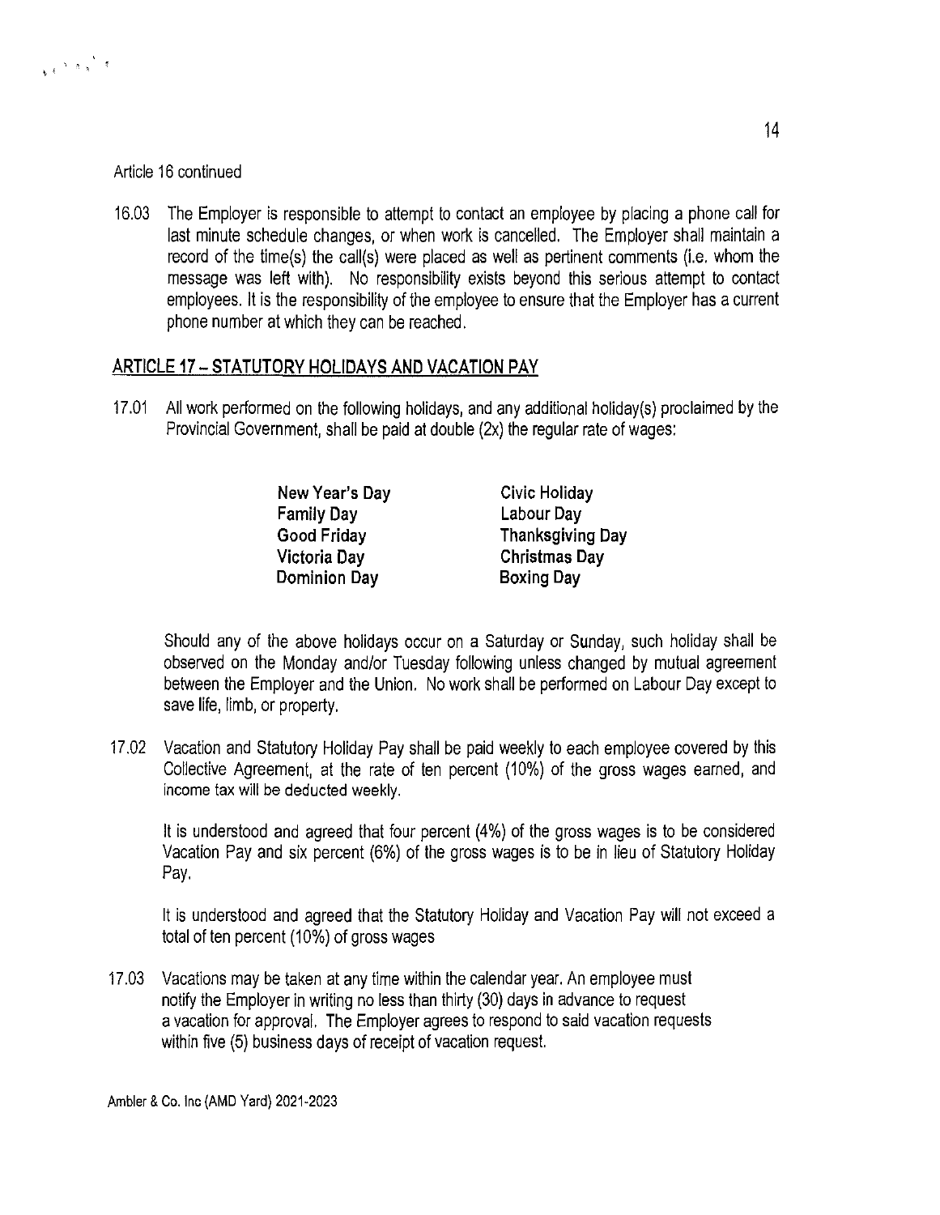Article 16 continued

16.03 The Employer is responsible to attempt to contact an employee by placing a phone call for last minute schedule changes, or when work is cancelled. The Employer shall maintain a record of the time(s) the call(s) were placed as well as pertinent comments (i.e. whom the message was left with). No responsibility exists beyond this serious attempt to contact employees. It is the responsibility of the employee to ensure that the Employer has a current phone number at which they can be reached.

## ARTICLE 17 – STATUTORY HOLIDAYS AND VACATION PAY

17.01 All work performed on the following holidays, and any additional holiday(s) proclaimed by the Provincial Government, shall be paid at double (2x) the regular rate of wages:

| | |
|---|---|
| **New Year's Day** | **Civic Holiday** |
| **Family Day** | **Labour Day** |
| **Good Friday** | **Thanksgiving Day** |
| **Victoria Day** | **Christmas Day** |
| **Dominion Day** | **Boxing Day** |

Should any of the above holidays occur on a Saturday or Sunday, such holiday shall be observed on the Monday and/or Tuesday following unless changed by mutual agreement between the Employer and the Union. No work shall be performed on Labour Day except to save life, limb, or property.

17.02 Vacation and Statutory Holiday Pay shall be paid weekly to each employee covered by this Collective Agreement, at the rate of ten percent (10%) of the gross wages earned, and income tax will be deducted weekly.

It is understood and agreed that four percent (4%) of the gross wages is to be considered Vacation Pay and six percent (6%) of the gross wages is to be in lieu of Statutory Holiday Pay.

It is understood and agreed that the Statutory Holiday and Vacation Pay will not exceed a total of ten percent (10%) of gross wages

17.03 Vacations may be taken at any time within the calendar year. An employee must notify the Employer in writing no less than thirty (30) days in advance to request a vacation for approval. The Employer agrees to respond to said vacation requests within five (5) business days of receipt of vacation request.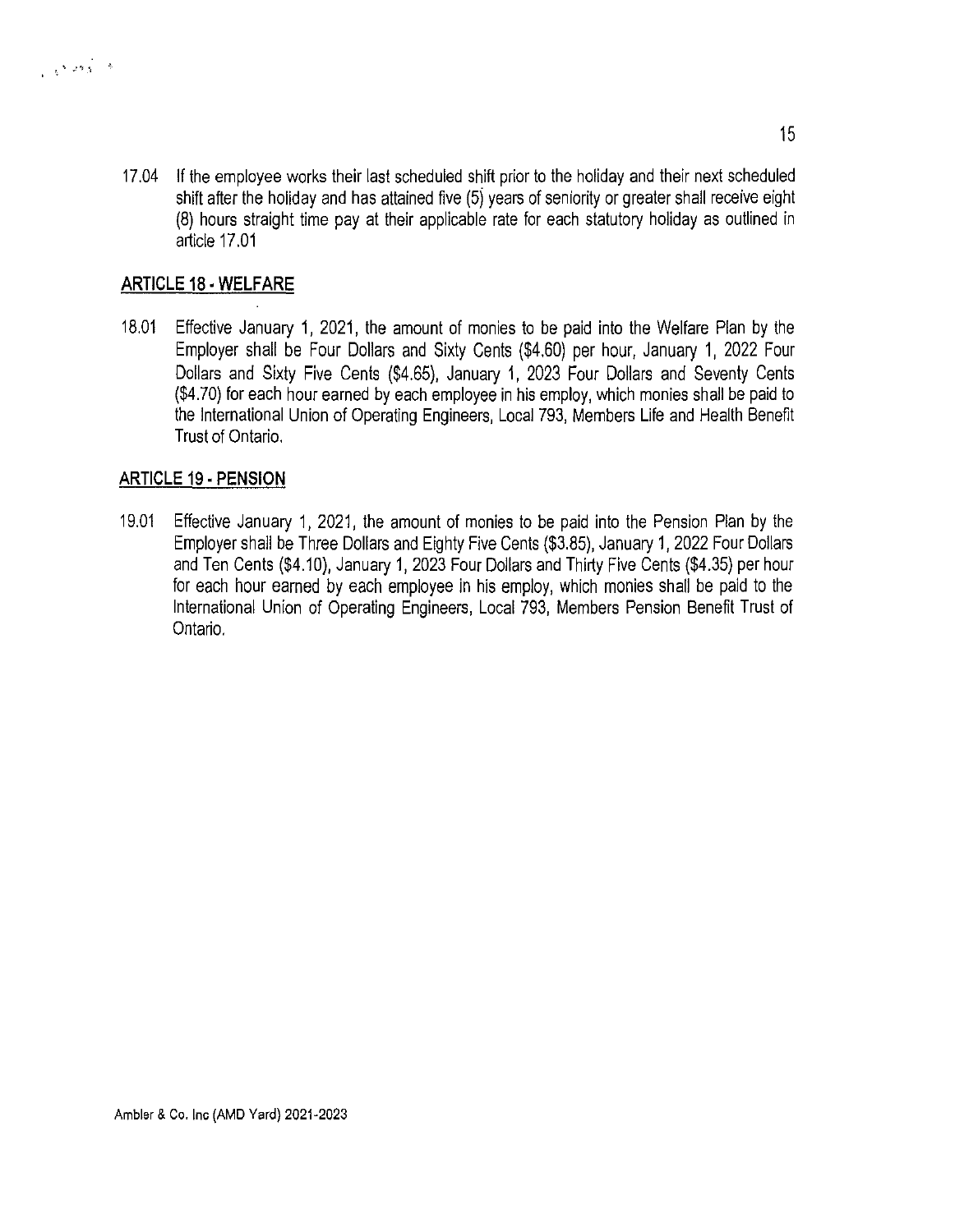17.04 If the employee works their last scheduled shift prior to the holiday and their next scheduled shift after the holiday and has attained five (5) years of seniority or greater shall receive eight (8) hours straight time pay at their applicable rate for each statutory holiday as outlined in article 17.01

## ARTICLE 18 - WELFARE

18.01 Effective January 1, 2021, the amount of monies to be paid into the Welfare Plan by the Employer shall be Four Dollars and Sixty Cents ($4.60) per hour, January 1, 2022 Four Dollars and Sixty Five Cents ($4.65), January 1, 2023 Four Dollars and Seventy Cents ($4.70) for each hour earned by each employee in his employ, which monies shall be paid to the International Union of Operating Engineers, Local 793, Members Life and Health Benefit Trust of Ontario.

## ARTICLE 19 - PENSION

19.01 Effective January 1, 2021, the amount of monies to be paid into the Pension Plan by the Employer shall be Three Dollars and Eighty Five Cents ($3.85), January 1, 2022 Four Dollars and Ten Cents ($4.10), January 1, 2023 Four Dollars and Thirty Five Cents ($4.35) per hour for each hour earned by each employee in his employ, which monies shall be paid to the International Union of Operating Engineers, Local 793, Members Pension Benefit Trust of Ontario.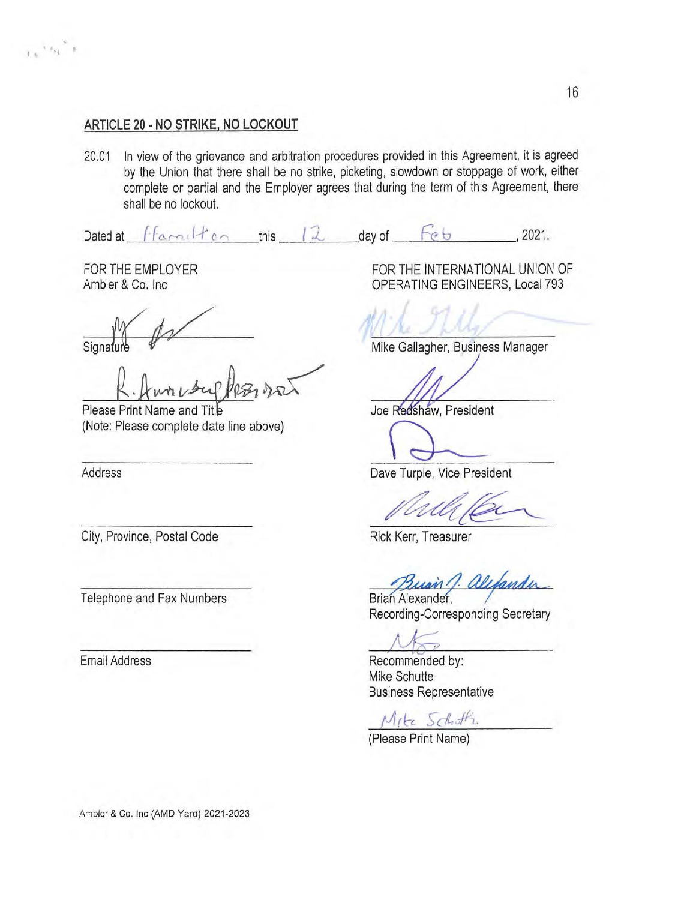## ARTICLE 20 - NO STRIKE, NO LOCKOUT

20.01 In view of the grievance and arbitration procedures provided in this Agreement, it is agreed by the Union that there shall be no strike, picketing, slowdown or stoppage of work, either complete or partial and the Employer agrees that during the term of this Agreement, there shall be no lockout.

Dated at Hamilton this 12 day of Feb, 2021.

FOR THE EMPLOYER
Ambler & Co. Inc

Signature

Please Print Name and Title
(Note: Please complete date line above)

Address

City, Province, Postal Code

Telephone and Fax Numbers

Email Address

FOR THE INTERNATIONAL UNION OF OPERATING ENGINEERS, Local 793

Mike Gallagher, Business Manager

Joe Redshaw, President

Dave Turple, Vice President

Rick Kerr, Treasurer

Brian Alexander,
Recording-Corresponding Secretary

Recommended by:
Mike Schutte
Business Representative

Mike Schutte
(Please Print Name)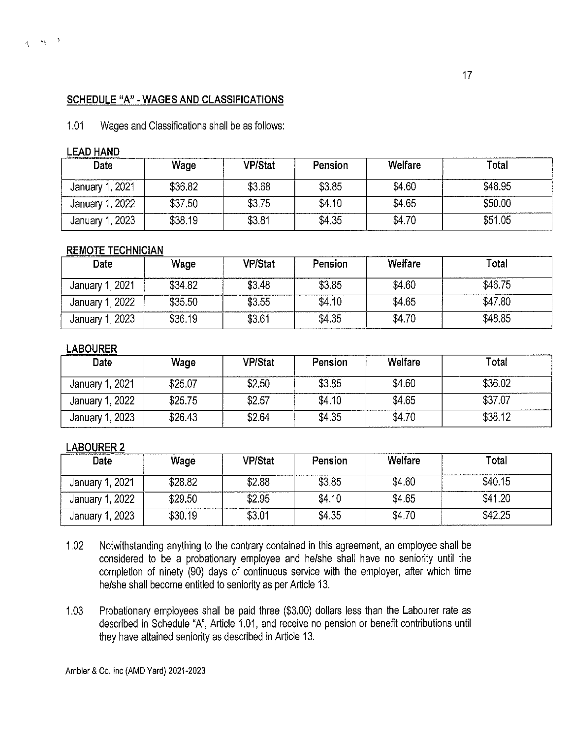## SCHEDULE "A" - WAGES AND CLASSIFICATIONS

1.01 Wages and Classifications shall be as follows:

**LEAD HAND**

| Date | Wage | VP/Stat | Pension | Welfare | Total |
|---|---|---|---|---|---|
| January 1, 2021 | $36.82 | $3.68 | $3.85 | $4.60 | $48.95 |
| January 1, 2022 | $37.50 | $3.75 | $4.10 | $4.65 | $50.00 |
| January 1, 2023 | $38.19 | $3.81 | $4.35 | $4.70 | $51.05 |

**REMOTE TECHNICIAN**

| Date | Wage | VP/Stat | Pension | Welfare | Total |
|---|---|---|---|---|---|
| January 1, 2021 | $34.82 | $3.48 | $3.85 | $4.60 | $46.75 |
| January 1, 2022 | $35.50 | $3.55 | $4.10 | $4.65 | $47.80 |
| January 1, 2023 | $36.19 | $3.61 | $4.35 | $4.70 | $48.85 |

**LABOURER**

| Date | Wage | VP/Stat | Pension | Welfare | Total |
|---|---|---|---|---|---|
| January 1, 2021 | $25.07 | $2.50 | $3.85 | $4.60 | $36.02 |
| January 1, 2022 | $25.75 | $2.57 | $4.10 | $4.65 | $37.07 |
| January 1, 2023 | $26.43 | $2.64 | $4.35 | $4.70 | $38.12 |

**LABOURER 2**

| Date | Wage | VP/Stat | Pension | Welfare | Total |
|---|---|---|---|---|---|
| January 1, 2021 | $28.82 | $2.88 | $3.85 | $4.60 | $40.15 |
| January 1, 2022 | $29.50 | $2.95 | $4.10 | $4.65 | $41.20 |
| January 1, 2023 | $30.19 | $3.01 | $4.35 | $4.70 | $42.25 |

1.02 Notwithstanding anything to the contrary contained in this agreement, an employee shall be considered to be a probationary employee and he/she shall have no seniority until the completion of ninety (90) days of continuous service with the employer, after which time he/she shall become entitled to seniority as per Article 13.

1.03 Probationary employees shall be paid three ($3.00) dollars less than the Labourer rate as described in Schedule "A", Article 1.01, and receive no pension or benefit contributions until they have attained seniority as described in Article 13.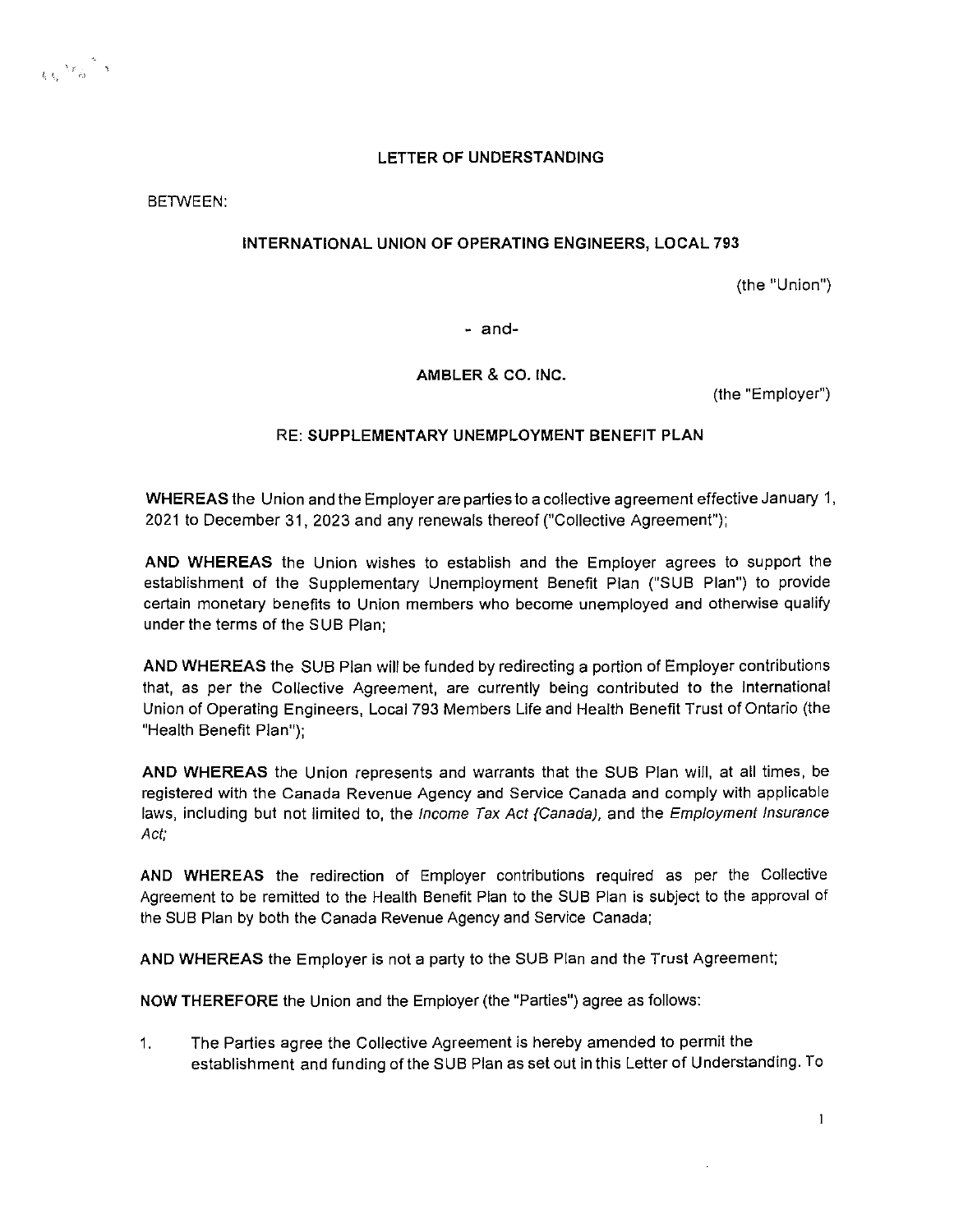**LETTER OF UNDERSTANDING**

BETWEEN:

**INTERNATIONAL UNION OF OPERATING ENGINEERS, LOCAL 793**

(the "Union")

\- and-

**AMBLER & CO. INC.**

(the "Employer")

**RE: SUPPLEMENTARY UNEMPLOYMENT BENEFIT PLAN**

**WHEREAS** the Union and the Employer are parties to a collective agreement effective January 1, 2021 to December 31, 2023 and any renewals thereof ("Collective Agreement");

**AND WHEREAS** the Union wishes to establish and the Employer agrees to support the establishment of the Supplementary Unemployment Benefit Plan ("SUB Plan") to provide certain monetary benefits to Union members who become unemployed and otherwise qualify under the terms of the SUB Plan;

**AND WHEREAS** the SUB Plan will be funded by redirecting a portion of Employer contributions that, as per the Collective Agreement, are currently being contributed to the International Union of Operating Engineers, Local 793 Members Life and Health Benefit Trust of Ontario (the "Health Benefit Plan");

**AND WHEREAS** the Union represents and warrants that the SUB Plan will, at all times, be registered with the Canada Revenue Agency and Service Canada and comply with applicable laws, including but not limited to, the *Income Tax Act (Canada)*, and the *Employment Insurance Act*;

**AND WHEREAS** the redirection of Employer contributions required as per the Collective Agreement to be remitted to the Health Benefit Plan to the SUB Plan is subject to the approval of the SUB Plan by both the Canada Revenue Agency and Service Canada;

**AND WHEREAS** the Employer is not a party to the SUB Plan and the Trust Agreement;

**NOW THEREFORE** the Union and the Employer (the "Parties") agree as follows:

1. The Parties agree the Collective Agreement is hereby amended to permit the establishment and funding of the SUB Plan as set out in this Letter of Understanding. To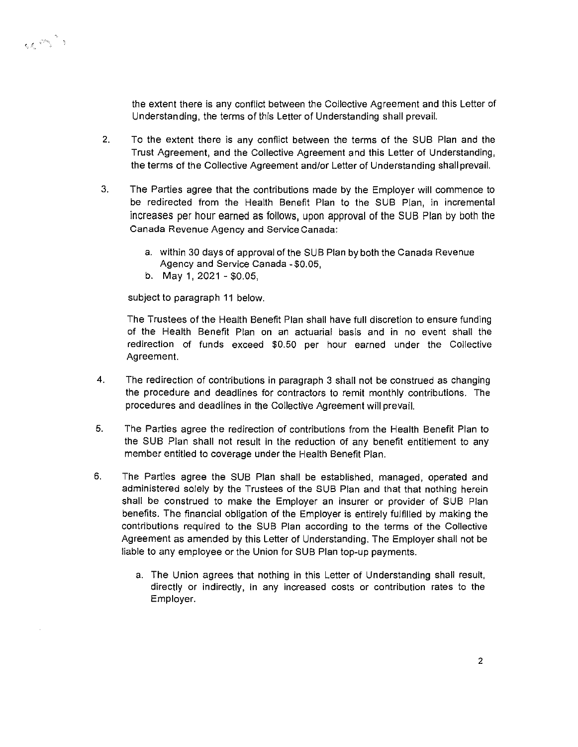the extent there is any conflict between the Collective Agreement and this Letter of Understanding, the terms of this Letter of Understanding shall prevail.

2. To the extent there is any conflict between the terms of the SUB Plan and the Trust Agreement, and the Collective Agreement and this Letter of Understanding, the terms of the Collective Agreement and/or Letter of Understanding shall prevail.

3. The Parties agree that the contributions made by the Employer will commence to be redirected from the Health Benefit Plan to the SUB Plan, in incremental increases per hour earned as follows, upon approval of the SUB Plan by both the Canada Revenue Agency and Service Canada:

   a. within 30 days of approval of the SUB Plan by both the Canada Revenue Agency and Service Canada - $0.05,
   b. May 1, 2021 - $0.05,

   subject to paragraph 11 below.

   The Trustees of the Health Benefit Plan shall have full discretion to ensure funding of the Health Benefit Plan on an actuarial basis and in no event shall the redirection of funds exceed $0.50 per hour earned under the Collective Agreement.

4. The redirection of contributions in paragraph 3 shall not be construed as changing the procedure and deadlines for contractors to remit monthly contributions. The procedures and deadlines in the Collective Agreement will prevail.

5. The Parties agree the redirection of contributions from the Health Benefit Plan to the SUB Plan shall not result in the reduction of any benefit entitlement to any member entitled to coverage under the Health Benefit Plan.

6. The Parties agree the SUB Plan shall be established, managed, operated and administered solely by the Trustees of the SUB Plan and that that nothing herein shall be construed to make the Employer an insurer or provider of SUB Plan benefits. The financial obligation of the Employer is entirely fulfilled by making the contributions required to the SUB Plan according to the terms of the Collective Agreement as amended by this Letter of Understanding. The Employer shall not be liable to any employee or the Union for SUB Plan top-up payments.

   a. The Union agrees that nothing in this Letter of Understanding shall result, directly or indirectly, in any increased costs or contribution rates to the Employer.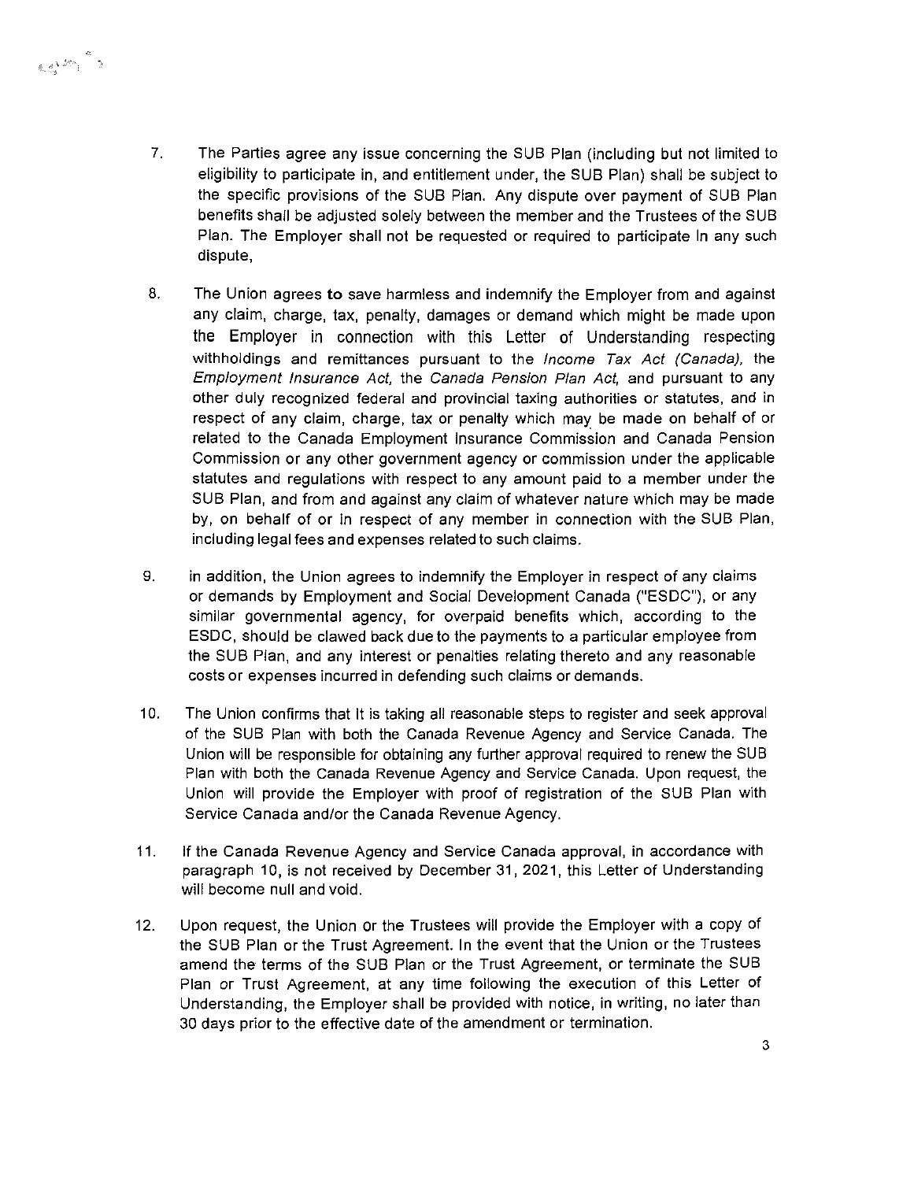7. The Parties agree any issue concerning the SUB Plan (including but not limited to eligibility to participate in, and entitlement under, the SUB Plan) shall be subject to the specific provisions of the SUB Plan. Any dispute over payment of SUB Plan benefits shall be adjusted solely between the member and the Trustees of the SUB Plan. The Employer shall not be requested or required to participate in any such dispute,

8. The Union agrees to save harmless and indemnify the Employer from and against any claim, charge, tax, penalty, damages or demand which might be made upon the Employer in connection with this Letter of Understanding respecting withholdings and remittances pursuant to the *Income Tax Act (Canada)*, the *Employment Insurance Act*, the *Canada Pension Plan Act*, and pursuant to any other duly recognized federal and provincial taxing authorities or statutes, and in respect of any claim, charge, tax or penalty which may be made on behalf of or related to the Canada Employment Insurance Commission and Canada Pension Commission or any other government agency or commission under the applicable statutes and regulations with respect to any amount paid to a member under the SUB Plan, and from and against any claim of whatever nature which may be made by, on behalf of or in respect of any member in connection with the SUB Plan, including legal fees and expenses related to such claims.

9. in addition, the Union agrees to indemnify the Employer in respect of any claims or demands by Employment and Social Development Canada ("ESDC"), or any similar governmental agency, for overpaid benefits which, according to the ESDC, should be clawed back due to the payments to a particular employee from the SUB Plan, and any interest or penalties relating thereto and any reasonable costs or expenses incurred in defending such claims or demands.

10. The Union confirms that it is taking all reasonable steps to register and seek approval of the SUB Plan with both the Canada Revenue Agency and Service Canada. The Union will be responsible for obtaining any further approval required to renew the SUB Plan with both the Canada Revenue Agency and Service Canada. Upon request, the Union will provide the Employer with proof of registration of the SUB Plan with Service Canada and/or the Canada Revenue Agency.

11. If the Canada Revenue Agency and Service Canada approval, in accordance with paragraph 10, is not received by December 31, 2021, this Letter of Understanding will become null and void.

12. Upon request, the Union or the Trustees will provide the Employer with a copy of the SUB Plan or the Trust Agreement. In the event that the Union or the Trustees amend the terms of the SUB Plan or the Trust Agreement, or terminate the SUB Plan or Trust Agreement, at any time following the execution of this Letter of Understanding, the Employer shall be provided with notice, in writing, no later than 30 days prior to the effective date of the amendment or termination.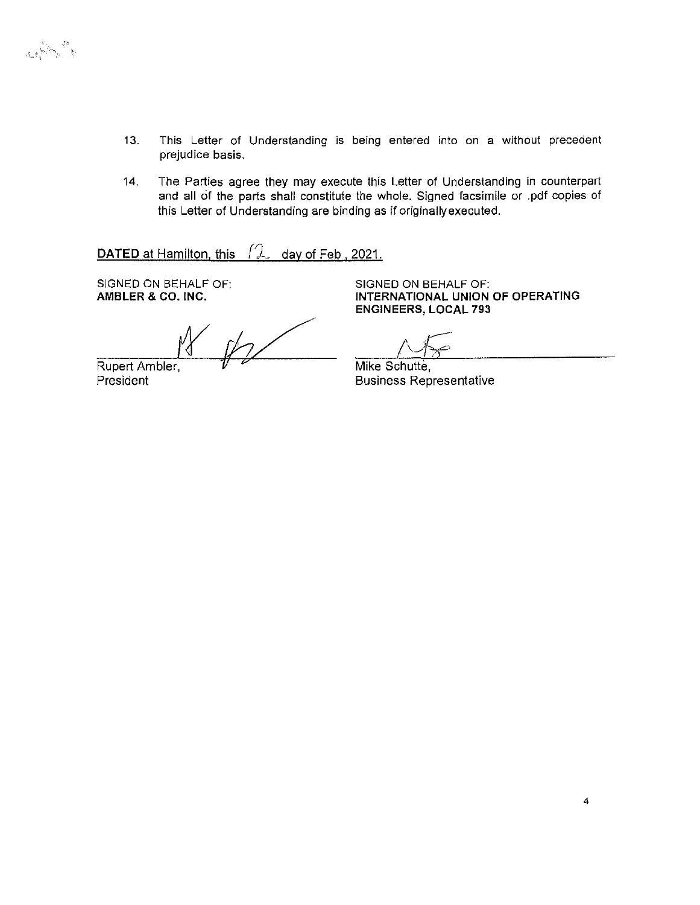13. This Letter of Understanding is being entered into on a without precedent prejudice basis.

14. The Parties agree they may execute this Letter of Understanding in counterpart and all of the parts shall constitute the whole. Signed facsimile or .pdf copies of this Letter of Understanding are binding as if originally executed.

**DATED** at Hamilton, this 12 day of Feb , 2021.

SIGNED ON BEHALF OF:
**AMBLER & CO. INC.**

Rupert Ambler,
President

SIGNED ON BEHALF OF:
**INTERNATIONAL UNION OF OPERATING ENGINEERS, LOCAL 793**

Mike Schutte,
Business Representative